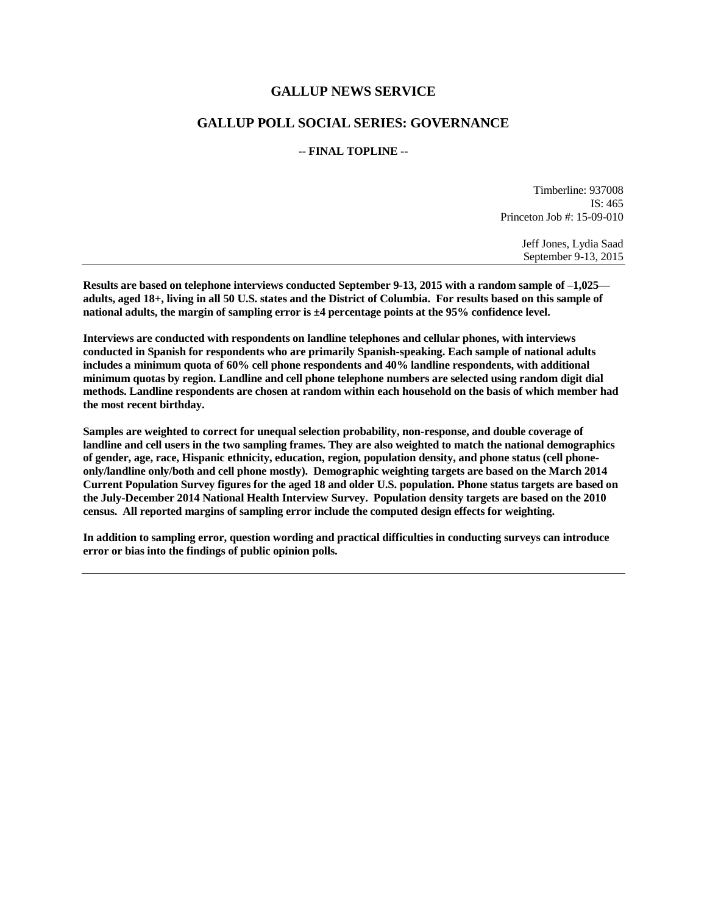# GALLUP NEWS SERVICE

## GALLUP POLL SOCIAL SERIES: GOVERNANCE

**-- FINAL TOPLINE --**

Timberline: 937008
IS: 465
Princeton Job #: 15-09-010

Jeff Jones, Lydia Saad
September 9-13, 2015

---

**Results are based on telephone interviews conducted September 9-13, 2015 with a random sample of –1,025— adults, aged 18+, living in all 50 U.S. states and the District of Columbia. For results based on this sample of national adults, the margin of sampling error is ±4 percentage points at the 95% confidence level.**

**Interviews are conducted with respondents on landline telephones and cellular phones, with interviews conducted in Spanish for respondents who are primarily Spanish-speaking. Each sample of national adults includes a minimum quota of 60% cell phone respondents and 40% landline respondents, with additional minimum quotas by region. Landline and cell phone telephone numbers are selected using random digit dial methods. Landline respondents are chosen at random within each household on the basis of which member had the most recent birthday.**

**Samples are weighted to correct for unequal selection probability, non-response, and double coverage of landline and cell users in the two sampling frames. They are also weighted to match the national demographics of gender, age, race, Hispanic ethnicity, education, region, population density, and phone status (cell phone-only/landline only/both and cell phone mostly). Demographic weighting targets are based on the March 2014 Current Population Survey figures for the aged 18 and older U.S. population. Phone status targets are based on the July-December 2014 National Health Interview Survey. Population density targets are based on the 2010 census. All reported margins of sampling error include the computed design effects for weighting.**

**In addition to sampling error, question wording and practical difficulties in conducting surveys can introduce error or bias into the findings of public opinion polls.**

---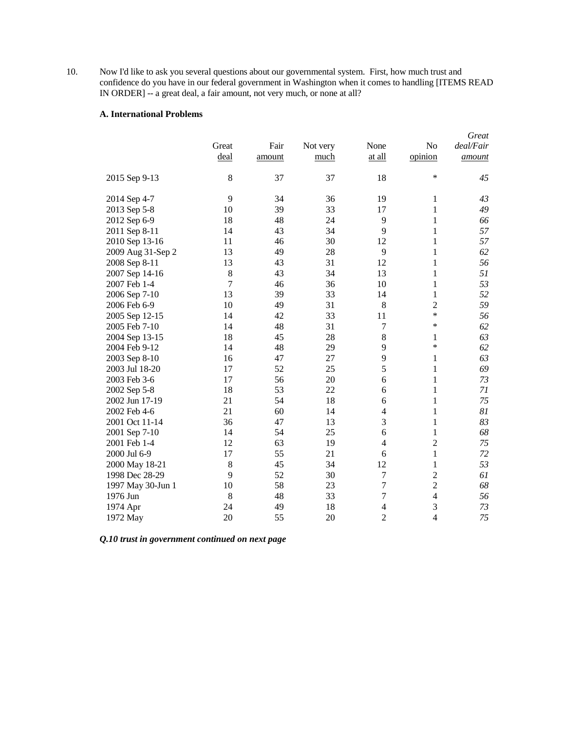10. Now I'd like to ask you several questions about our governmental system. First, how much trust and confidence do you have in our federal government in Washington when it comes to handling [ITEMS READ IN ORDER] -- a great deal, a fair amount, not very much, or none at all?

**A. International Problems**

| | Great deal | Fair amount | Not very much | None at all | No opinion | *Great deal/Fair amount* |
|---|---|---|---|---|---|---|
| 2015 Sep 9-13 | 8 | 37 | 37 | 18 | * | *45* |
| 2014 Sep 4-7 | 9 | 34 | 36 | 19 | 1 | *43* |
| 2013 Sep 5-8 | 10 | 39 | 33 | 17 | 1 | *49* |
| 2012 Sep 6-9 | 18 | 48 | 24 | 9 | 1 | *66* |
| 2011 Sep 8-11 | 14 | 43 | 34 | 9 | 1 | *57* |
| 2010 Sep 13-16 | 11 | 46 | 30 | 12 | 1 | *57* |
| 2009 Aug 31-Sep 2 | 13 | 49 | 28 | 9 | 1 | *62* |
| 2008 Sep 8-11 | 13 | 43 | 31 | 12 | 1 | *56* |
| 2007 Sep 14-16 | 8 | 43 | 34 | 13 | 1 | *51* |
| 2007 Feb 1-4 | 7 | 46 | 36 | 10 | 1 | *53* |
| 2006 Sep 7-10 | 13 | 39 | 33 | 14 | 1 | *52* |
| 2006 Feb 6-9 | 10 | 49 | 31 | 8 | 2 | *59* |
| 2005 Sep 12-15 | 14 | 42 | 33 | 11 | * | *56* |
| 2005 Feb 7-10 | 14 | 48 | 31 | 7 | * | *62* |
| 2004 Sep 13-15 | 18 | 45 | 28 | 8 | 1 | *63* |
| 2004 Feb 9-12 | 14 | 48 | 29 | 9 | * | *62* |
| 2003 Sep 8-10 | 16 | 47 | 27 | 9 | 1 | *63* |
| 2003 Jul 18-20 | 17 | 52 | 25 | 5 | 1 | *69* |
| 2003 Feb 3-6 | 17 | 56 | 20 | 6 | 1 | *73* |
| 2002 Sep 5-8 | 18 | 53 | 22 | 6 | 1 | *71* |
| 2002 Jun 17-19 | 21 | 54 | 18 | 6 | 1 | *75* |
| 2002 Feb 4-6 | 21 | 60 | 14 | 4 | 1 | *81* |
| 2001 Oct 11-14 | 36 | 47 | 13 | 3 | 1 | *83* |
| 2001 Sep 7-10 | 14 | 54 | 25 | 6 | 1 | *68* |
| 2001 Feb 1-4 | 12 | 63 | 19 | 4 | 2 | *75* |
| 2000 Jul 6-9 | 17 | 55 | 21 | 6 | 1 | *72* |
| 2000 May 18-21 | 8 | 45 | 34 | 12 | 1 | *53* |
| 1998 Dec 28-29 | 9 | 52 | 30 | 7 | 2 | *61* |
| 1997 May 30-Jun 1 | 10 | 58 | 23 | 7 | 2 | *68* |
| 1976 Jun | 8 | 48 | 33 | 7 | 4 | *56* |
| 1974 Apr | 24 | 49 | 18 | 4 | 3 | *73* |
| 1972 May | 20 | 55 | 20 | 2 | 4 | *75* |

***Q.10 trust in government continued on next page***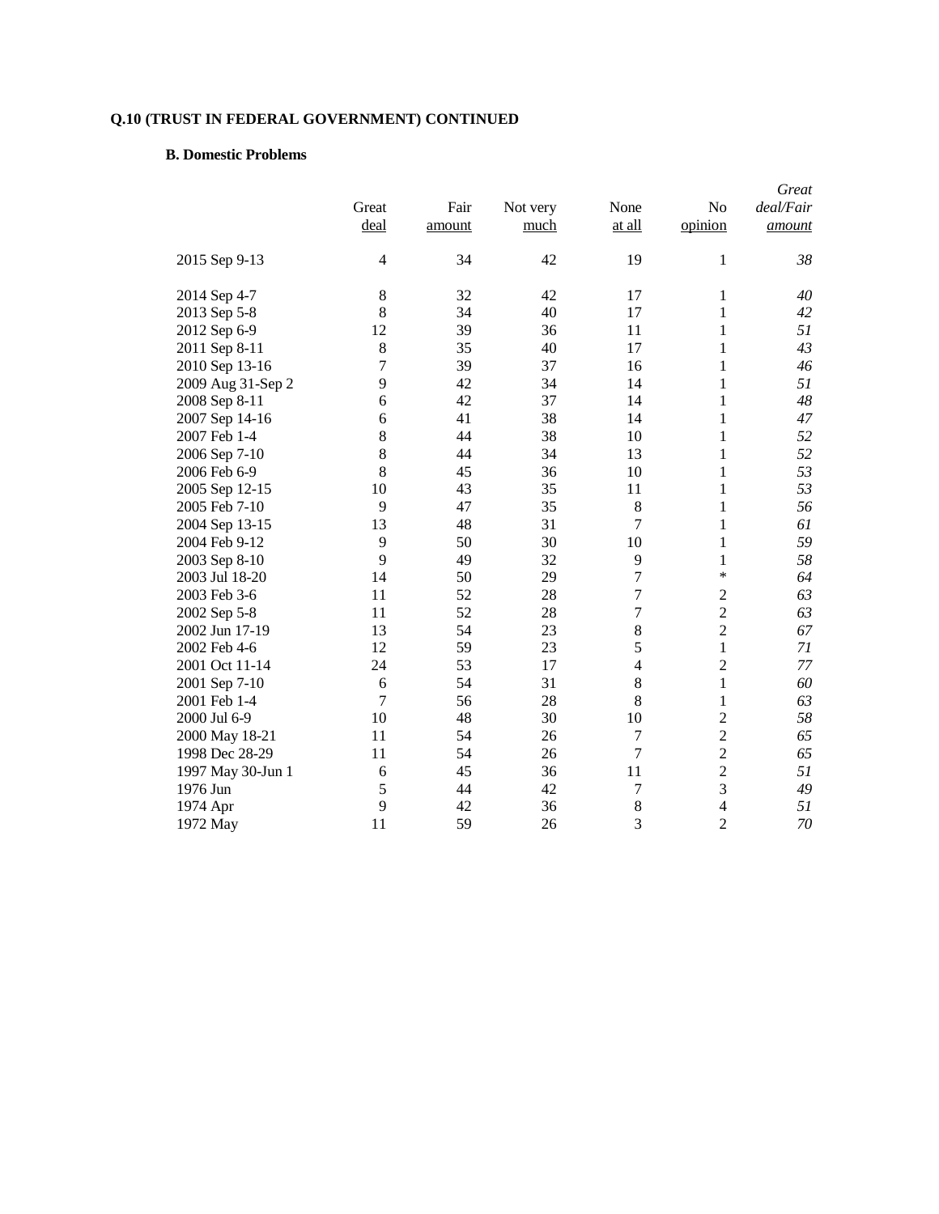**Q.10 (TRUST IN FEDERAL GOVERNMENT) CONTINUED**

**B. Domestic Problems**

| | Great deal | Fair amount | Not very much | None at all | No opinion | *Great deal/Fair amount* |
|---|---|---|---|---|---|---|
| 2015 Sep 9-13 | 4 | 34 | 42 | 19 | 1 | *38* |
| 2014 Sep 4-7 | 8 | 32 | 42 | 17 | 1 | *40* |
| 2013 Sep 5-8 | 8 | 34 | 40 | 17 | 1 | *42* |
| 2012 Sep 6-9 | 12 | 39 | 36 | 11 | 1 | *51* |
| 2011 Sep 8-11 | 8 | 35 | 40 | 17 | 1 | *43* |
| 2010 Sep 13-16 | 7 | 39 | 37 | 16 | 1 | *46* |
| 2009 Aug 31-Sep 2 | 9 | 42 | 34 | 14 | 1 | *51* |
| 2008 Sep 8-11 | 6 | 42 | 37 | 14 | 1 | *48* |
| 2007 Sep 14-16 | 6 | 41 | 38 | 14 | 1 | *47* |
| 2007 Feb 1-4 | 8 | 44 | 38 | 10 | 1 | *52* |
| 2006 Sep 7-10 | 8 | 44 | 34 | 13 | 1 | *52* |
| 2006 Feb 6-9 | 8 | 45 | 36 | 10 | 1 | *53* |
| 2005 Sep 12-15 | 10 | 43 | 35 | 11 | 1 | *53* |
| 2005 Feb 7-10 | 9 | 47 | 35 | 8 | 1 | *56* |
| 2004 Sep 13-15 | 13 | 48 | 31 | 7 | 1 | *61* |
| 2004 Feb 9-12 | 9 | 50 | 30 | 10 | 1 | *59* |
| 2003 Sep 8-10 | 9 | 49 | 32 | 9 | 1 | *58* |
| 2003 Jul 18-20 | 14 | 50 | 29 | 7 | * | *64* |
| 2003 Feb 3-6 | 11 | 52 | 28 | 7 | 2 | *63* |
| 2002 Sep 5-8 | 11 | 52 | 28 | 7 | 2 | *63* |
| 2002 Jun 17-19 | 13 | 54 | 23 | 8 | 2 | *67* |
| 2002 Feb 4-6 | 12 | 59 | 23 | 5 | 1 | *71* |
| 2001 Oct 11-14 | 24 | 53 | 17 | 4 | 2 | *77* |
| 2001 Sep 7-10 | 6 | 54 | 31 | 8 | 1 | *60* |
| 2001 Feb 1-4 | 7 | 56 | 28 | 8 | 1 | *63* |
| 2000 Jul 6-9 | 10 | 48 | 30 | 10 | 2 | *58* |
| 2000 May 18-21 | 11 | 54 | 26 | 7 | 2 | *65* |
| 1998 Dec 28-29 | 11 | 54 | 26 | 7 | 2 | *65* |
| 1997 May 30-Jun 1 | 6 | 45 | 36 | 11 | 2 | *51* |
| 1976 Jun | 5 | 44 | 42 | 7 | 3 | *49* |
| 1974 Apr | 9 | 42 | 36 | 8 | 4 | *51* |
| 1972 May | 11 | 59 | 26 | 3 | 2 | *70* |